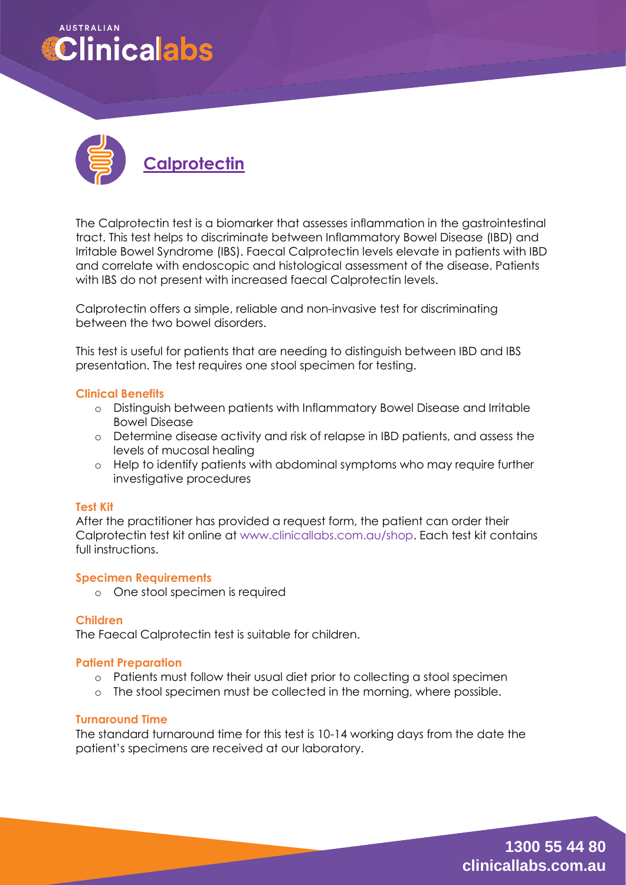AUSTRALIAN

Clinicalabs

# Calprotectin

The Calprotectin test is a biomarker that assesses inflammation in the gastrointestinal tract. This test helps to discriminate between Inflammatory Bowel Disease (IBD) and Irritable Bowel Syndrome (IBS). Faecal Calprotectin levels elevate in patients with IBD and correlate with endoscopic and histological assessment of the disease. Patients with IBS do not present with increased faecal Calprotectin levels.

Calprotectin offers a simple, reliable and non-invasive test for discriminating between the two bowel disorders.

This test is useful for patients that are needing to distinguish between IBD and IBS presentation. The test requires one stool specimen for testing.

### Clinical Benefits

- Distinguish between patients with Inflammatory Bowel Disease and Irritable Bowel Disease
- Determine disease activity and risk of relapse in IBD patients, and assess the levels of mucosal healing
- Help to identify patients with abdominal symptoms who may require further investigative procedures

### Test Kit

After the practitioner has provided a request form, the patient can order their Calprotectin test kit online at www.clinicallabs.com.au/shop. Each test kit contains full instructions.

### Specimen Requirements

- One stool specimen is required

### Children

The Faecal Calprotectin test is suitable for children.

### Patient Preparation

- Patients must follow their usual diet prior to collecting a stool specimen
- The stool specimen must be collected in the morning, where possible.

### Turnaround Time

The standard turnaround time for this test is 10-14 working days from the date the patient's specimens are received at our laboratory.

1300 55 44 80
clinicallabs.com.au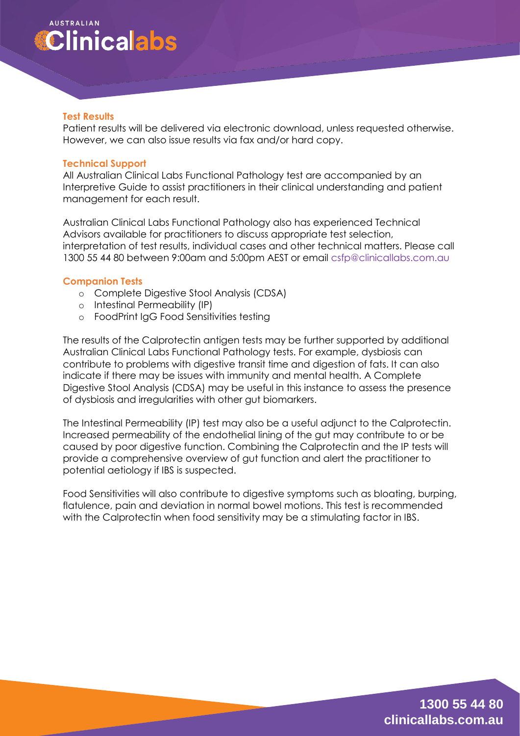### Test Results

Patient results will be delivered via electronic download, unless requested otherwise. However, we can also issue results via fax and/or hard copy.

### Technical Support

All Australian Clinical Labs Functional Pathology test are accompanied by an Interpretive Guide to assist practitioners in their clinical understanding and patient management for each result.

Australian Clinical Labs Functional Pathology also has experienced Technical Advisors available for practitioners to discuss appropriate test selection, interpretation of test results, individual cases and other technical matters. Please call 1300 55 44 80 between 9:00am and 5:00pm AEST or email csfp@clinicallabs.com.au

### Companion Tests

- Complete Digestive Stool Analysis (CDSA)
- Intestinal Permeability (IP)
- FoodPrint IgG Food Sensitivities testing

The results of the Calprotectin antigen tests may be further supported by additional Australian Clinical Labs Functional Pathology tests. For example, dysbiosis can contribute to problems with digestive transit time and digestion of fats. It can also indicate if there may be issues with immunity and mental health. A Complete Digestive Stool Analysis (CDSA) may be useful in this instance to assess the presence of dysbiosis and irregularities with other gut biomarkers.

The Intestinal Permeability (IP) test may also be a useful adjunct to the Calprotectin. Increased permeability of the endothelial lining of the gut may contribute to or be caused by poor digestive function. Combining the Calprotectin and the IP tests will provide a comprehensive overview of gut function and alert the practitioner to potential aetiology if IBS is suspected.

Food Sensitivities will also contribute to digestive symptoms such as bloating, burping, flatulence, pain and deviation in normal bowel motions. This test is recommended with the Calprotectin when food sensitivity may be a stimulating factor in IBS.